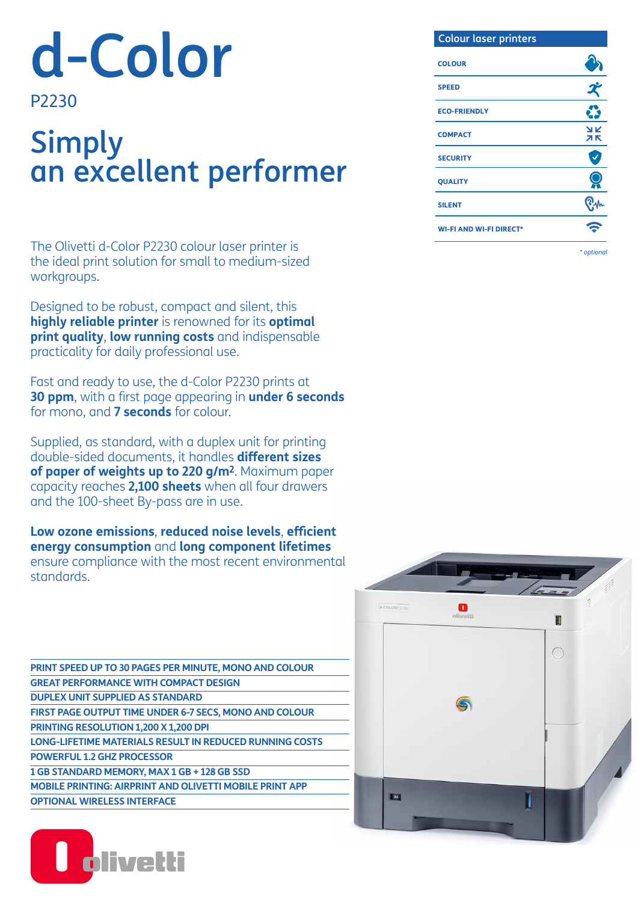# d-Color

P2230

## Simply an excellent performer

| Colour laser printers |
|---|
| COLOUR |
| SPEED |
| ECO-FRIENDLY |
| COMPACT |
| SECURITY |
| QUALITY |
| SILENT |
| WI-FI AND WI-FI DIRECT* |

*\* optional*

The Olivetti d-Color P2230 colour laser printer is the ideal print solution for small to medium-sized workgroups.

Designed to be robust, compact and silent, this **highly reliable printer** is renowned for its **optimal print quality**, **low running costs** and indispensable practicality for daily professional use.

Fast and ready to use, the d-Color P2230 prints at **30 ppm**, with a first page appearing in **under 6 seconds** for mono, and **7 seconds** for colour.

Supplied, as standard, with a duplex unit for printing double-sided documents, it handles **different sizes of paper of weights up to 220 g/m²**. Maximum paper capacity reaches **2,100 sheets** when all four drawers and the 100-sheet By-pass are in use.

**Low ozone emissions**, **reduced noise levels**, **efficient energy consumption** and **long component lifetimes** ensure compliance with the most recent environmental standards.

- PRINT SPEED UP TO 30 PAGES PER MINUTE, MONO AND COLOUR
- GREAT PERFORMANCE WITH COMPACT DESIGN
- DUPLEX UNIT SUPPLIED AS STANDARD
- FIRST PAGE OUTPUT TIME UNDER 6-7 SECS, MONO AND COLOUR
- PRINTING RESOLUTION 1,200 X 1,200 DPI
- LONG-LIFETIME MATERIALS RESULT IN REDUCED RUNNING COSTS
- POWERFUL 1.2 GHZ PROCESSOR
- 1 GB STANDARD MEMORY, MAX 1 GB + 128 GB SSD
- MOBILE PRINTING: AIRPRINT AND OLIVETTI MOBILE PRINT APP
- OPTIONAL WIRELESS INTERFACE

olivetti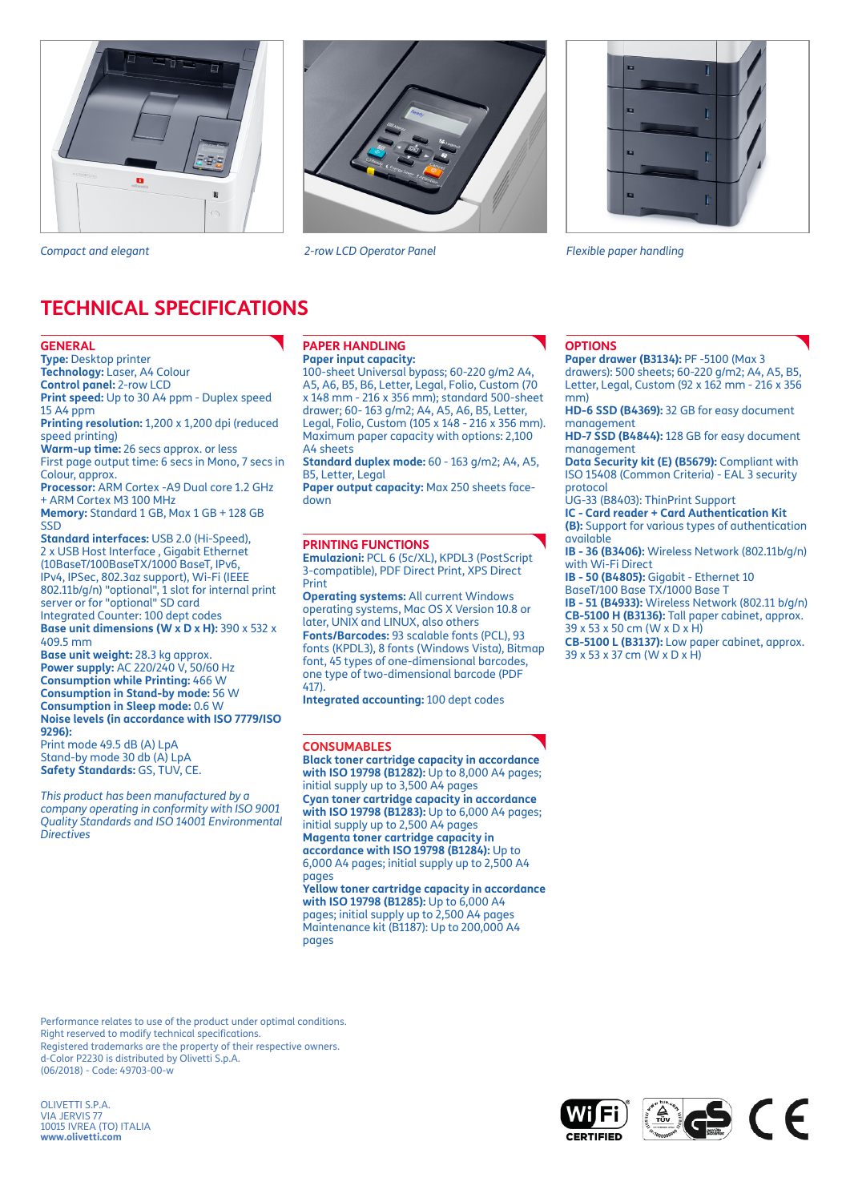*Compact and elegant*

*2-row LCD Operator Panel*

*Flexible paper handling*

# TECHNICAL SPECIFICATIONS

## GENERAL

**Type:** Desktop printer
**Technology:** Laser, A4 Colour
**Control panel:** 2-row LCD
**Print speed:** Up to 30 A4 ppm - Duplex speed 15 A4 ppm
**Printing resolution:** 1,200 x 1,200 dpi (reduced speed printing)
**Warm-up time:** 26 secs approx. or less
First page output time: 6 secs in Mono, 7 secs in Colour, approx.
**Processor:** ARM Cortex -A9 Dual core 1.2 GHz + ARM Cortex M3 100 MHz
**Memory:** Standard 1 GB, Max 1 GB + 128 GB SSD
**Standard interfaces:** USB 2.0 (Hi-Speed), 2 x USB Host Interface , Gigabit Ethernet (10BaseT/100BaseTX/1000 BaseT, IPv6, IPv4, IPSec, 802.3az support), Wi-Fi (IEEE 802.11b/g/n) "optional", 1 slot for internal print server or for "optional" SD card
Integrated Counter: 100 dept codes
**Base unit dimensions (W x D x H):** 390 x 532 x 409.5 mm
**Base unit weight:** 28.3 kg approx.
**Power supply:** AC 220/240 V, 50/60 Hz
**Consumption while Printing:** 466 W
**Consumption in Stand-by mode:** 56 W
**Consumption in Sleep mode:** 0.6 W
**Noise levels (in accordance with ISO 7779/ISO 9296):**
Print mode 49.5 dB (A) LpA
Stand-by mode 30 db (A) LpA
**Safety Standards:** GS, TUV, CE.

*This product has been manufactured by a company operating in conformity with ISO 9001 Quality Standards and ISO 14001 Environmental Directives*

## PAPER HANDLING

**Paper input capacity:**
100-sheet Universal bypass; 60-220 g/m2 A4, A5, A6, B5, B6, Letter, Legal, Folio, Custom (70 x 148 mm - 216 x 356 mm); standard 500-sheet drawer; 60- 163 g/m2; A4, A5, A6, B5, Letter, Legal, Folio, Custom (105 x 148 - 216 x 356 mm). Maximum paper capacity with options: 2,100 A4 sheets
**Standard duplex mode:** 60 - 163 g/m2; A4, A5, B5, Letter, Legal
**Paper output capacity:** Max 250 sheets face-down

## PRINTING FUNCTIONS

**Emulazioni:** PCL 6 (5c/XL), KPDL3 (PostScript 3-compatible), PDF Direct Print, XPS Direct Print
**Operating systems:** All current Windows operating systems, Mac OS X Version 10.8 or later, UNIX and LINUX, also others
**Fonts/Barcodes:** 93 scalable fonts (PCL), 93 fonts (KPDL3), 8 fonts (Windows Vista), Bitmap font, 45 types of one-dimensional barcodes, one type of two-dimensional barcode (PDF 417).
**Integrated accounting:** 100 dept codes

## CONSUMABLES

**Black toner cartridge capacity in accordance with ISO 19798 (B1282):** Up to 8,000 A4 pages; initial supply up to 3,500 A4 pages
**Cyan toner cartridge capacity in accordance with ISO 19798 (B1283):** Up to 6,000 A4 pages; initial supply up to 2,500 A4 pages
**Magenta toner cartridge capacity in accordance with ISO 19798 (B1284):** Up to 6,000 A4 pages; initial supply up to 2,500 A4 pages
**Yellow toner cartridge capacity in accordance with ISO 19798 (B1285):** Up to 6,000 A4 pages; initial supply up to 2,500 A4 pages
Maintenance kit (B1187): Up to 200,000 A4 pages

## OPTIONS

**Paper drawer (B3134):** PF -5100 (Max 3 drawers): 500 sheets; 60-220 g/m2; A4, A5, B5, Letter, Legal, Custom (92 x 162 mm - 216 x 356 mm)
**HD-6 SSD (B4369):** 32 GB for easy document management
**HD-7 SSD (B4844):** 128 GB for easy document management
**Data Security kit (E) (B5679):** Compliant with ISO 15408 (Common Criteria) - EAL 3 security protocol
UG-33 (B8403): ThinPrint Support
**IC - Card reader + Card Authentication Kit (B):** Support for various types of authentication available
**IB - 36 (B3406):** Wireless Network (802.11b/g/n) with Wi-Fi Direct
**IB - 50 (B4805):** Gigabit - Ethernet 10 BaseT/100 Base TX/1000 Base T
**IB - 51 (B4933):** Wireless Network (802.11 b/g/n)
**CB-5100 H (B3136):** Tall paper cabinet, approx. 39 x 53 x 50 cm (W x D x H)
**CB-5100 L (B3137):** Low paper cabinet, approx. 39 x 53 x 37 cm (W x D x H)

Performance relates to use of the product under optimal conditions.
Right reserved to modify technical specifications.
Registered trademarks are the property of their respective owners.
d-Color P2230 is distributed by Olivetti S.p.A.
(06/2018) - Code: 49703-00-w

OLIVETTI S.P.A.
VIA JERVIS 77
10015 IVREA (TO) ITALIA
**www.olivetti.com**